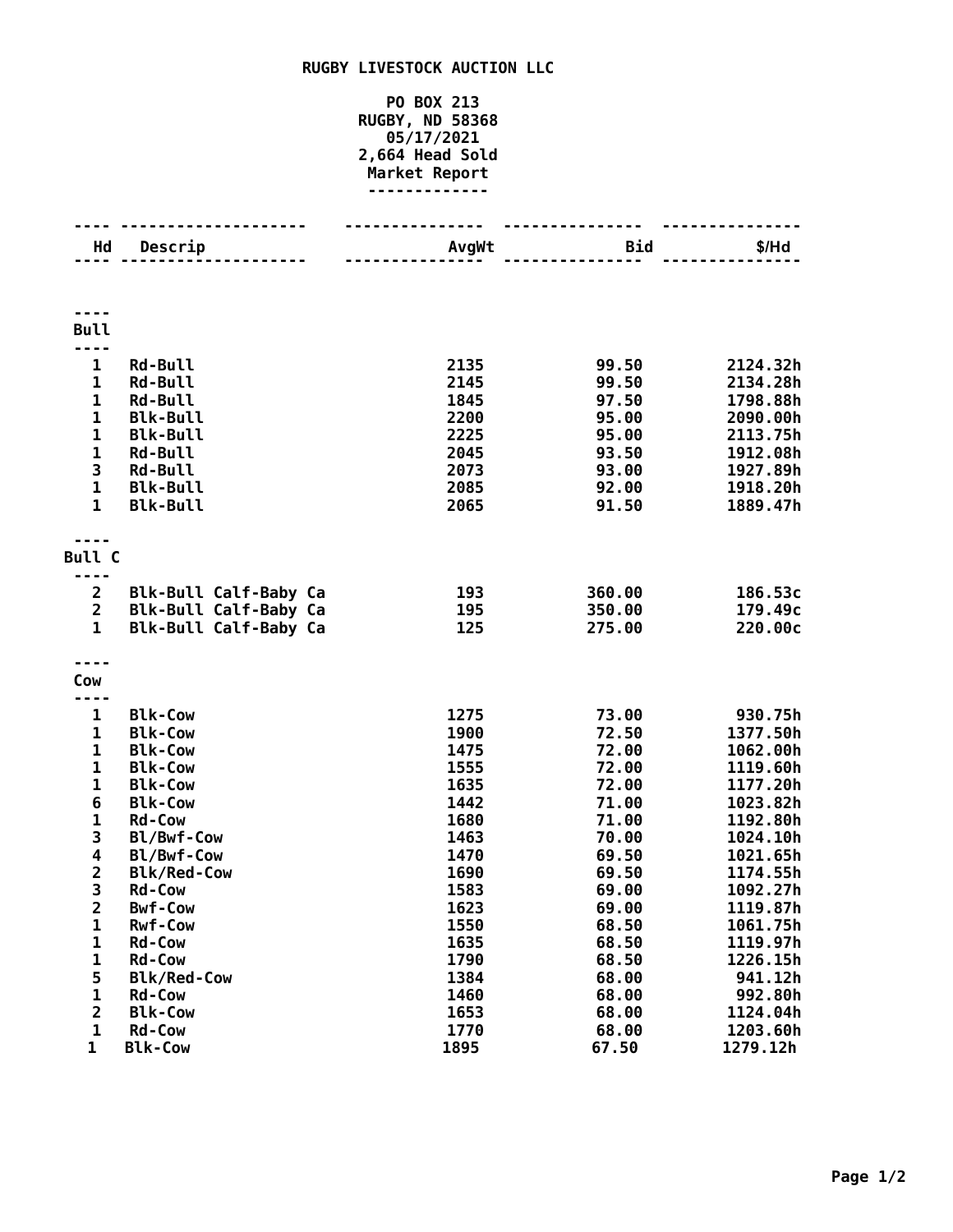# RUGBY LIVESTOCK AUCTION LLC

PO BOX 213
RUGBY, ND 58368
05/17/2021
2,664 Head Sold
Market Report

| Hd | Descrip | AvgWt | Bid | $/Hd |
|---|---|---|---|---|
| **Bull** | | | | |
| 1 | Rd-Bull | 2135 | 99.50 | 2124.32h |
| 1 | Rd-Bull | 2145 | 99.50 | 2134.28h |
| 1 | Rd-Bull | 1845 | 97.50 | 1798.88h |
| 1 | Blk-Bull | 2200 | 95.00 | 2090.00h |
| 1 | Blk-Bull | 2225 | 95.00 | 2113.75h |
| 1 | Rd-Bull | 2045 | 93.50 | 1912.08h |
| 3 | Rd-Bull | 2073 | 93.00 | 1927.89h |
| 1 | Blk-Bull | 2085 | 92.00 | 1918.20h |
| 1 | Blk-Bull | 2065 | 91.50 | 1889.47h |
| **Bull C** | | | | |
| 2 | Blk-Bull Calf-Baby Ca | 193 | 360.00 | 186.53c |
| 2 | Blk-Bull Calf-Baby Ca | 195 | 350.00 | 179.49c |
| 1 | Blk-Bull Calf-Baby Ca | 125 | 275.00 | 220.00c |
| **Cow** | | | | |
| 1 | Blk-Cow | 1275 | 73.00 | 930.75h |
| 1 | Blk-Cow | 1900 | 72.50 | 1377.50h |
| 1 | Blk-Cow | 1475 | 72.00 | 1062.00h |
| 1 | Blk-Cow | 1555 | 72.00 | 1119.60h |
| 1 | Blk-Cow | 1635 | 72.00 | 1177.20h |
| 6 | Blk-Cow | 1442 | 71.00 | 1023.82h |
| 1 | Rd-Cow | 1680 | 71.00 | 1192.80h |
| 3 | Bl/Bwf-Cow | 1463 | 70.00 | 1024.10h |
| 4 | Bl/Bwf-Cow | 1470 | 69.50 | 1021.65h |
| 2 | Blk/Red-Cow | 1690 | 69.50 | 1174.55h |
| 3 | Rd-Cow | 1583 | 69.00 | 1092.27h |
| 2 | Bwf-Cow | 1623 | 69.00 | 1119.87h |
| 1 | Rwf-Cow | 1550 | 68.50 | 1061.75h |
| 1 | Rd-Cow | 1635 | 68.50 | 1119.97h |
| 1 | Rd-Cow | 1790 | 68.50 | 1226.15h |
| 5 | Blk/Red-Cow | 1384 | 68.00 | 941.12h |
| 1 | Rd-Cow | 1460 | 68.00 | 992.80h |
| 2 | Blk-Cow | 1653 | 68.00 | 1124.04h |
| 1 | Rd-Cow | 1770 | 68.00 | 1203.60h |
| 1 | Blk-Cow | 1895 | 67.50 | 1279.12h |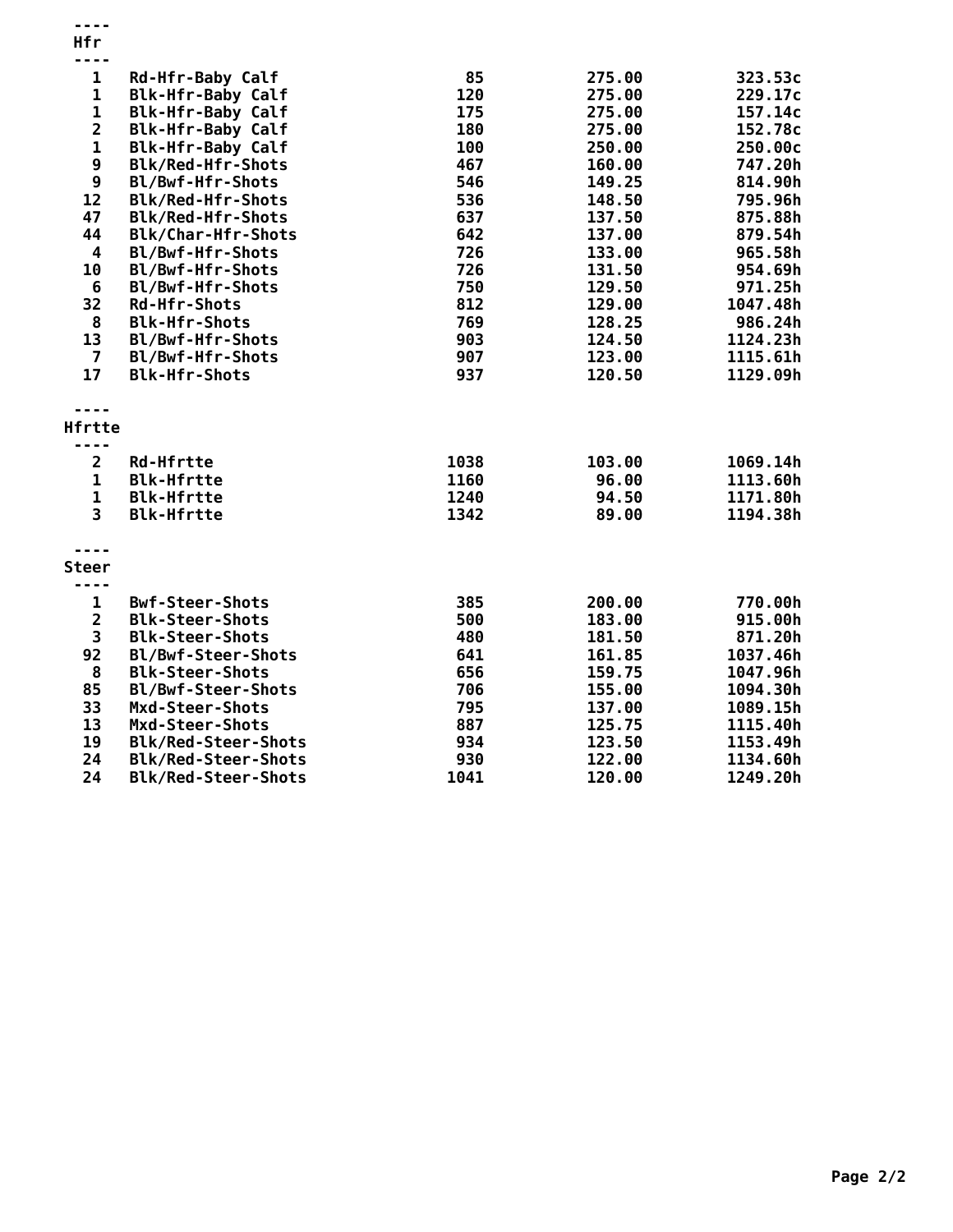----

Hfr

----

| | | | | |
|---|---|---|---|---|
| 1 | Rd-Hfr-Baby Calf | 85 | 275.00 | 323.53c |
| 1 | Blk-Hfr-Baby Calf | 120 | 275.00 | 229.17c |
| 1 | Blk-Hfr-Baby Calf | 175 | 275.00 | 157.14c |
| 2 | Blk-Hfr-Baby Calf | 180 | 275.00 | 152.78c |
| 1 | Blk-Hfr-Baby Calf | 100 | 250.00 | 250.00c |
| 9 | Blk/Red-Hfr-Shots | 467 | 160.00 | 747.20h |
| 9 | Bl/Bwf-Hfr-Shots | 546 | 149.25 | 814.90h |
| 12 | Blk/Red-Hfr-Shots | 536 | 148.50 | 795.96h |
| 47 | Blk/Red-Hfr-Shots | 637 | 137.50 | 875.88h |
| 44 | Blk/Char-Hfr-Shots | 642 | 137.00 | 879.54h |
| 4 | Bl/Bwf-Hfr-Shots | 726 | 133.00 | 965.58h |
| 10 | Bl/Bwf-Hfr-Shots | 726 | 131.50 | 954.69h |
| 6 | Bl/Bwf-Hfr-Shots | 750 | 129.50 | 971.25h |
| 32 | Rd-Hfr-Shots | 812 | 129.00 | 1047.48h |
| 8 | Blk-Hfr-Shots | 769 | 128.25 | 986.24h |
| 13 | Bl/Bwf-Hfr-Shots | 903 | 124.50 | 1124.23h |
| 7 | Bl/Bwf-Hfr-Shots | 907 | 123.00 | 1115.61h |
| 17 | Blk-Hfr-Shots | 937 | 120.50 | 1129.09h |

----

Hfrtte

----

| | | | | |
|---|---|---|---|---|
| 2 | Rd-Hfrtte | 1038 | 103.00 | 1069.14h |
| 1 | Blk-Hfrtte | 1160 | 96.00 | 1113.60h |
| 1 | Blk-Hfrtte | 1240 | 94.50 | 1171.80h |
| 3 | Blk-Hfrtte | 1342 | 89.00 | 1194.38h |

----

Steer

----

| | | | | |
|---|---|---|---|---|
| 1 | Bwf-Steer-Shots | 385 | 200.00 | 770.00h |
| 2 | Blk-Steer-Shots | 500 | 183.00 | 915.00h |
| 3 | Blk-Steer-Shots | 480 | 181.50 | 871.20h |
| 92 | Bl/Bwf-Steer-Shots | 641 | 161.85 | 1037.46h |
| 8 | Blk-Steer-Shots | 656 | 159.75 | 1047.96h |
| 85 | Bl/Bwf-Steer-Shots | 706 | 155.00 | 1094.30h |
| 33 | Mxd-Steer-Shots | 795 | 137.00 | 1089.15h |
| 13 | Mxd-Steer-Shots | 887 | 125.75 | 1115.40h |
| 19 | Blk/Red-Steer-Shots | 934 | 123.50 | 1153.49h |
| 24 | Blk/Red-Steer-Shots | 930 | 122.00 | 1134.60h |
| 24 | Blk/Red-Steer-Shots | 1041 | 120.00 | 1249.20h |